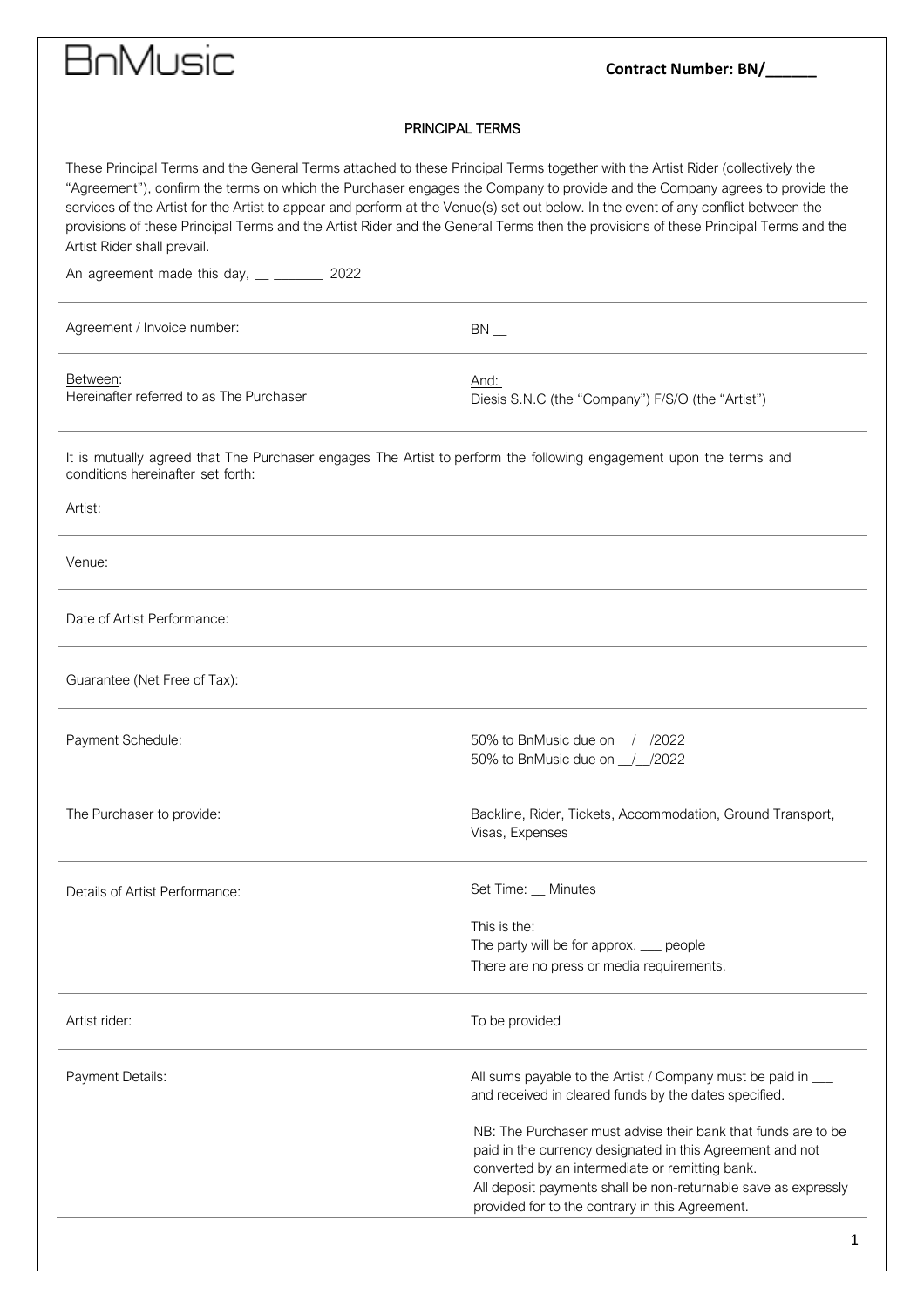BnMusic

**Contract Number: BN/\_\_\_\_\_\_**

## PRINCIPAL TERMS

These Principal Terms and the General Terms attached to these Principal Terms together with the Artist Rider (collectively the "Agreement"), confirm the terms on which the Purchaser engages the Company to provide and the Company agrees to provide the services of the Artist for the Artist to appear and perform at the Venue(s) set out below. In the event of any conflict between the provisions of these Principal Terms and the Artist Rider and the General Terms then the provisions of these Principal Terms and the Artist Rider shall prevail.

An agreement made this day, __ _______ 2022

| | |
|---|---|
| Agreement / Invoice number: | BN __ |
| Between:<br>Hereinafter referred to as The Purchaser | And:<br>Diesis S.N.C (the "Company") F/S/O (the "Artist") |

It is mutually agreed that The Purchaser engages The Artist to perform the following engagement upon the terms and conditions hereinafter set forth:

| | |
|---|---|
| Artist: | |
| Venue: | |
| Date of Artist Performance: | |
| Guarantee (Net Free of Tax): | |
| Payment Schedule: | 50% to BnMusic due on __/__/2022<br>50% to BnMusic due on __/__/2022 |
| The Purchaser to provide: | Backline, Rider, Tickets, Accommodation, Ground Transport, Visas, Expenses |
| Details of Artist Performance: | Set Time: __ Minutes<br><br>This is the:<br>The party will be for approx. ___ people<br>There are no press or media requirements. |
| Artist rider: | To be provided |
| Payment Details: | All sums payable to the Artist / Company must be paid in ___ and received in cleared funds by the dates specified.<br><br>NB: The Purchaser must advise their bank that funds are to be paid in the currency designated in this Agreement and not converted by an intermediate or remitting bank.<br>All deposit payments shall be non-returnable save as expressly provided for to the contrary in this Agreement. |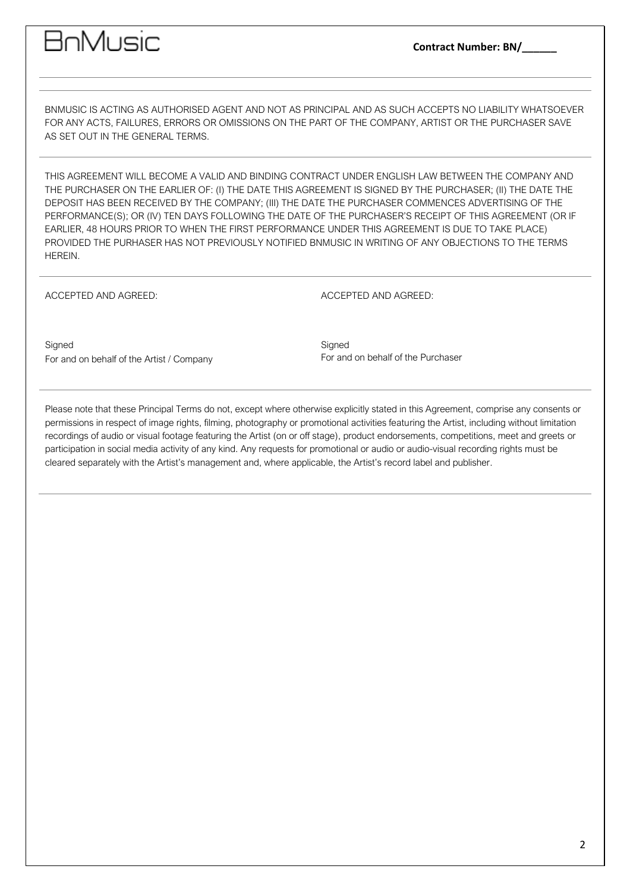BnMusic

**Contract Number: BN/______**

---

BNMUSIC IS ACTING AS AUTHORISED AGENT AND NOT AS PRINCIPAL AND AS SUCH ACCEPTS NO LIABILITY WHATSOEVER FOR ANY ACTS, FAILURES, ERRORS OR OMISSIONS ON THE PART OF THE COMPANY, ARTIST OR THE PURCHASER SAVE AS SET OUT IN THE GENERAL TERMS.

---

THIS AGREEMENT WILL BECOME A VALID AND BINDING CONTRACT UNDER ENGLISH LAW BETWEEN THE COMPANY AND THE PURCHASER ON THE EARLIER OF: (I) THE DATE THIS AGREEMENT IS SIGNED BY THE PURCHASER; (II) THE DATE THE DEPOSIT HAS BEEN RECEIVED BY THE COMPANY; (III) THE DATE THE PURCHASER COMMENCES ADVERTISING OF THE PERFORMANCE(S); OR (IV) TEN DAYS FOLLOWING THE DATE OF THE PURCHASER'S RECEIPT OF THIS AGREEMENT (OR IF EARLIER, 48 HOURS PRIOR TO WHEN THE FIRST PERFORMANCE UNDER THIS AGREEMENT IS DUE TO TAKE PLACE) PROVIDED THE PURHASER HAS NOT PREVIOUSLY NOTIFIED BNMUSIC IN WRITING OF ANY OBJECTIONS TO THE TERMS HEREIN.

---

ACCEPTED AND AGREED:

Signed
For and on behalf of the Artist / Company

ACCEPTED AND AGREED:

Signed
For and on behalf of the Purchaser

---

Please note that these Principal Terms do not, except where otherwise explicitly stated in this Agreement, comprise any consents or permissions in respect of image rights, filming, photography or promotional activities featuring the Artist, including without limitation recordings of audio or visual footage featuring the Artist (on or off stage), product endorsements, competitions, meet and greets or participation in social media activity of any kind. Any requests for promotional or audio or audio-visual recording rights must be cleared separately with the Artist's management and, where applicable, the Artist's record label and publisher.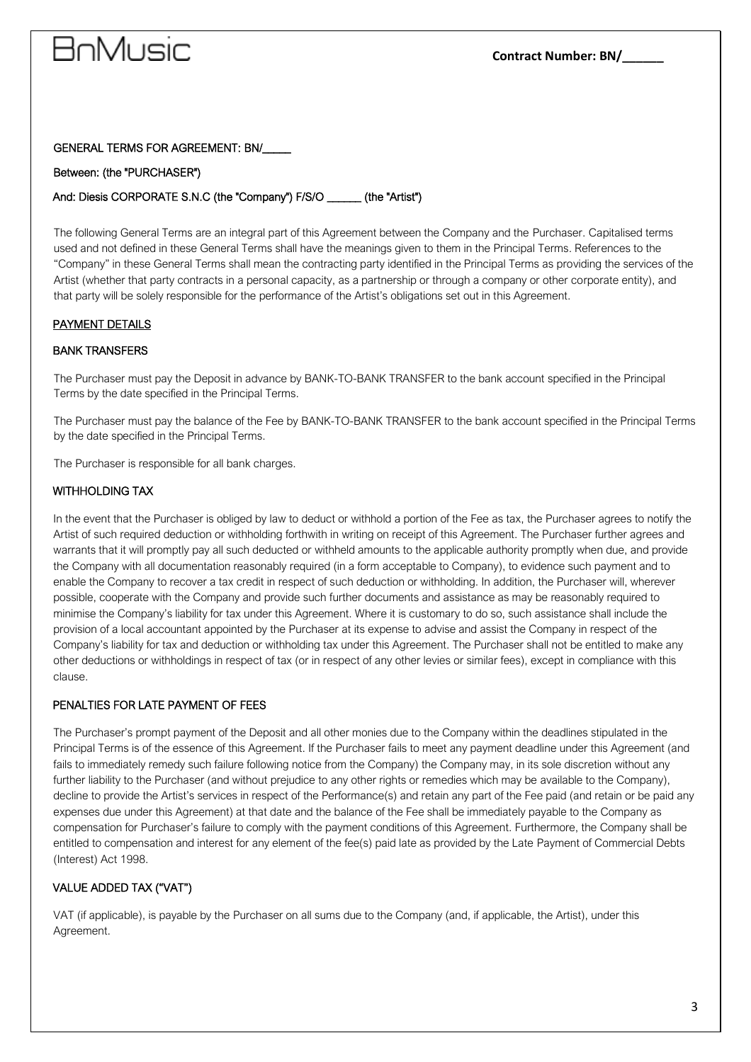BnMusic

**Contract Number: BN/______**

GENERAL TERMS FOR AGREEMENT: BN/_____

Between: (the "PURCHASER")

And: Diesis CORPORATE S.N.C (the "Company") F/S/O ______ (the "Artist")

The following General Terms are an integral part of this Agreement between the Company and the Purchaser. Capitalised terms used and not defined in these General Terms shall have the meanings given to them in the Principal Terms. References to the "Company" in these General Terms shall mean the contracting party identified in the Principal Terms as providing the services of the Artist (whether that party contracts in a personal capacity, as a partnership or through a company or other corporate entity), and that party will be solely responsible for the performance of the Artist's obligations set out in this Agreement.

## PAYMENT DETAILS

### BANK TRANSFERS

The Purchaser must pay the Deposit in advance by BANK-TO-BANK TRANSFER to the bank account specified in the Principal Terms by the date specified in the Principal Terms.

The Purchaser must pay the balance of the Fee by BANK-TO-BANK TRANSFER to the bank account specified in the Principal Terms by the date specified in the Principal Terms.

The Purchaser is responsible for all bank charges.

### WITHHOLDING TAX

In the event that the Purchaser is obliged by law to deduct or withhold a portion of the Fee as tax, the Purchaser agrees to notify the Artist of such required deduction or withholding forthwith in writing on receipt of this Agreement. The Purchaser further agrees and warrants that it will promptly pay all such deducted or withheld amounts to the applicable authority promptly when due, and provide the Company with all documentation reasonably required (in a form acceptable to Company), to evidence such payment and to enable the Company to recover a tax credit in respect of such deduction or withholding. In addition, the Purchaser will, wherever possible, cooperate with the Company and provide such further documents and assistance as may be reasonably required to minimise the Company's liability for tax under this Agreement. Where it is customary to do so, such assistance shall include the provision of a local accountant appointed by the Purchaser at its expense to advise and assist the Company in respect of the Company's liability for tax and deduction or withholding tax under this Agreement. The Purchaser shall not be entitled to make any other deductions or withholdings in respect of tax (or in respect of any other levies or similar fees), except in compliance with this clause.

### PENALTIES FOR LATE PAYMENT OF FEES

The Purchaser's prompt payment of the Deposit and all other monies due to the Company within the deadlines stipulated in the Principal Terms is of the essence of this Agreement. If the Purchaser fails to meet any payment deadline under this Agreement (and fails to immediately remedy such failure following notice from the Company) the Company may, in its sole discretion without any further liability to the Purchaser (and without prejudice to any other rights or remedies which may be available to the Company), decline to provide the Artist's services in respect of the Performance(s) and retain any part of the Fee paid (and retain or be paid any expenses due under this Agreement) at that date and the balance of the Fee shall be immediately payable to the Company as compensation for Purchaser's failure to comply with the payment conditions of this Agreement. Furthermore, the Company shall be entitled to compensation and interest for any element of the fee(s) paid late as provided by the Late Payment of Commercial Debts (Interest) Act 1998.

### VALUE ADDED TAX ("VAT")

VAT (if applicable), is payable by the Purchaser on all sums due to the Company (and, if applicable, the Artist), under this Agreement.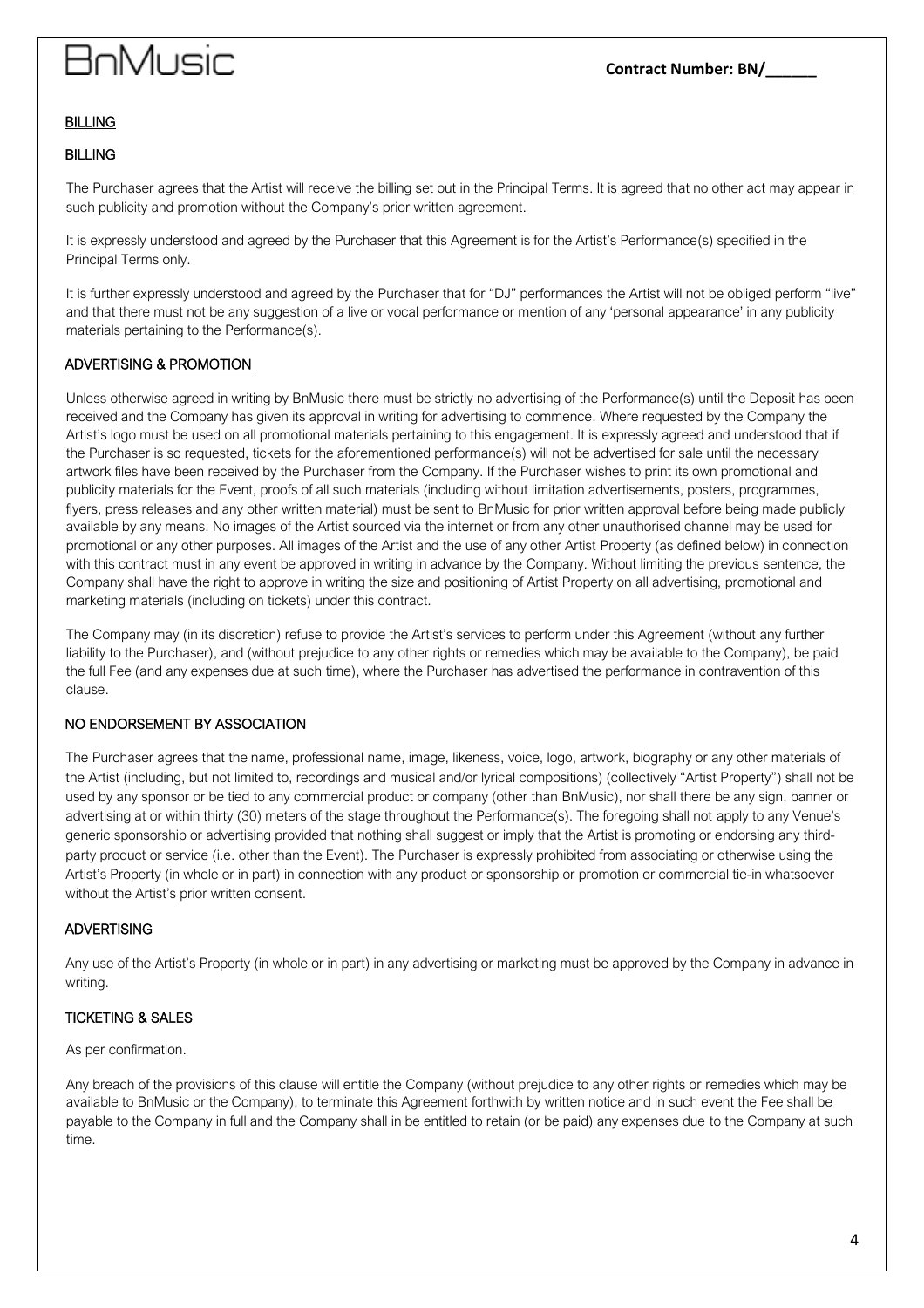## BILLING

### BILLING

The Purchaser agrees that the Artist will receive the billing set out in the Principal Terms. It is agreed that no other act may appear in such publicity and promotion without the Company's prior written agreement.

It is expressly understood and agreed by the Purchaser that this Agreement is for the Artist's Performance(s) specified in the Principal Terms only.

It is further expressly understood and agreed by the Purchaser that for "DJ" performances the Artist will not be obliged perform "live" and that there must not be any suggestion of a live or vocal performance or mention of any 'personal appearance' in any publicity materials pertaining to the Performance(s).

## ADVERTISING & PROMOTION

Unless otherwise agreed in writing by BnMusic there must be strictly no advertising of the Performance(s) until the Deposit has been received and the Company has given its approval in writing for advertising to commence. Where requested by the Company the Artist's logo must be used on all promotional materials pertaining to this engagement. It is expressly agreed and understood that if the Purchaser is so requested, tickets for the aforementioned performance(s) will not be advertised for sale until the necessary artwork files have been received by the Purchaser from the Company. If the Purchaser wishes to print its own promotional and publicity materials for the Event, proofs of all such materials (including without limitation advertisements, posters, programmes, flyers, press releases and any other written material) must be sent to BnMusic for prior written approval before being made publicly available by any means. No images of the Artist sourced via the internet or from any other unauthorised channel may be used for promotional or any other purposes. All images of the Artist and the use of any other Artist Property (as defined below) in connection with this contract must in any event be approved in writing in advance by the Company. Without limiting the previous sentence, the Company shall have the right to approve in writing the size and positioning of Artist Property on all advertising, promotional and marketing materials (including on tickets) under this contract.

The Company may (in its discretion) refuse to provide the Artist's services to perform under this Agreement (without any further liability to the Purchaser), and (without prejudice to any other rights or remedies which may be available to the Company), be paid the full Fee (and any expenses due at such time), where the Purchaser has advertised the performance in contravention of this clause.

### NO ENDORSEMENT BY ASSOCIATION

The Purchaser agrees that the name, professional name, image, likeness, voice, logo, artwork, biography or any other materials of the Artist (including, but not limited to, recordings and musical and/or lyrical compositions) (collectively "Artist Property") shall not be used by any sponsor or be tied to any commercial product or company (other than BnMusic), nor shall there be any sign, banner or advertising at or within thirty (30) meters of the stage throughout the Performance(s). The foregoing shall not apply to any Venue's generic sponsorship or advertising provided that nothing shall suggest or imply that the Artist is promoting or endorsing any third-party product or service (i.e. other than the Event). The Purchaser is expressly prohibited from associating or otherwise using the Artist's Property (in whole or in part) in connection with any product or sponsorship or promotion or commercial tie-in whatsoever without the Artist's prior written consent.

### ADVERTISING

Any use of the Artist's Property (in whole or in part) in any advertising or marketing must be approved by the Company in advance in writing.

### TICKETING & SALES

As per confirmation.

Any breach of the provisions of this clause will entitle the Company (without prejudice to any other rights or remedies which may be available to BnMusic or the Company), to terminate this Agreement forthwith by written notice and in such event the Fee shall be payable to the Company in full and the Company shall in be entitled to retain (or be paid) any expenses due to the Company at such time.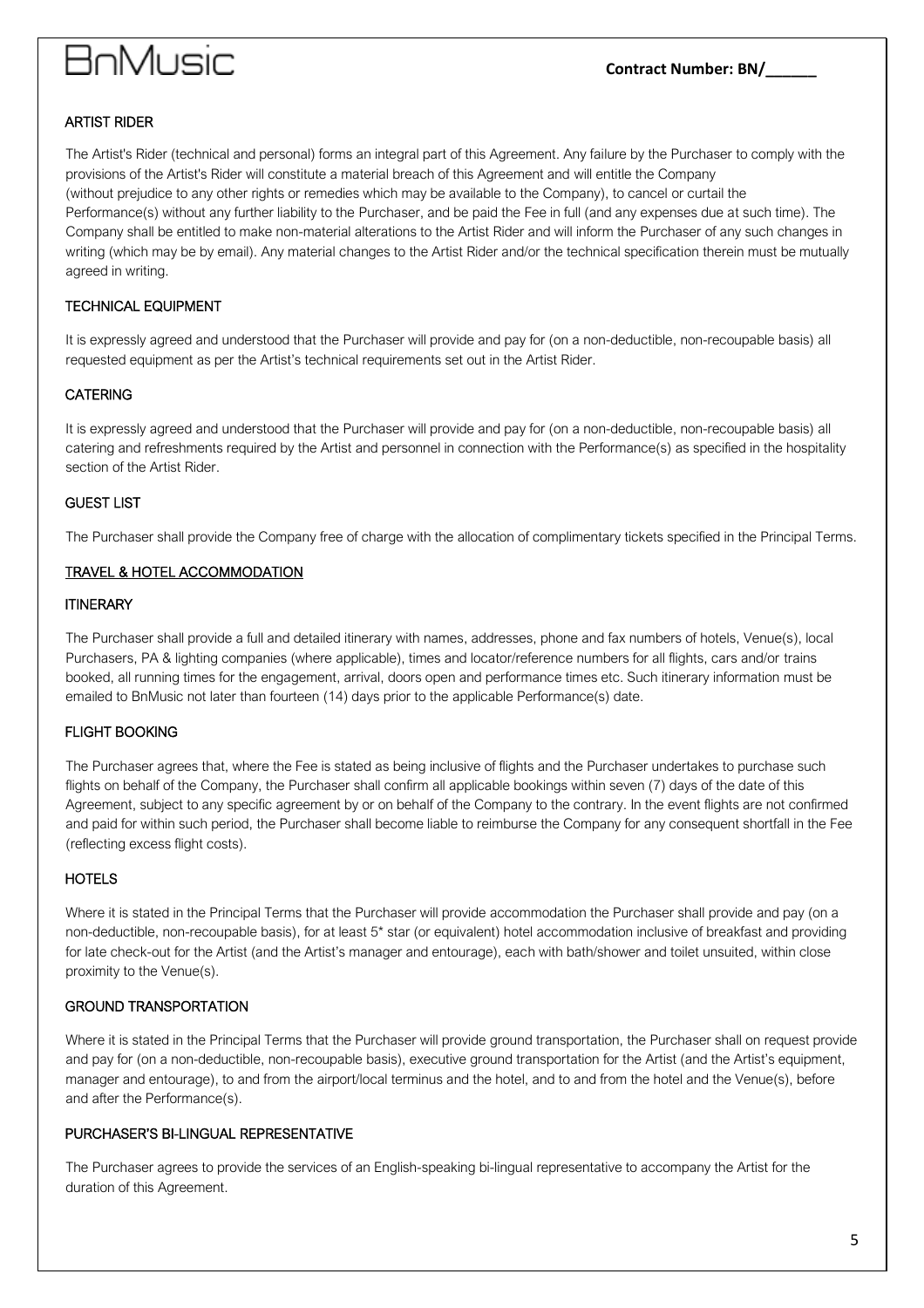## ARTIST RIDER

The Artist's Rider (technical and personal) forms an integral part of this Agreement. Any failure by the Purchaser to comply with the provisions of the Artist's Rider will constitute a material breach of this Agreement and will entitle the Company (without prejudice to any other rights or remedies which may be available to the Company), to cancel or curtail the Performance(s) without any further liability to the Purchaser, and be paid the Fee in full (and any expenses due at such time). The Company shall be entitled to make non-material alterations to the Artist Rider and will inform the Purchaser of any such changes in writing (which may be by email). Any material changes to the Artist Rider and/or the technical specification therein must be mutually agreed in writing.

## TECHNICAL EQUIPMENT

It is expressly agreed and understood that the Purchaser will provide and pay for (on a non-deductible, non-recoupable basis) all requested equipment as per the Artist's technical requirements set out in the Artist Rider.

## CATERING

It is expressly agreed and understood that the Purchaser will provide and pay for (on a non-deductible, non-recoupable basis) all catering and refreshments required by the Artist and personnel in connection with the Performance(s) as specified in the hospitality section of the Artist Rider.

## GUEST LIST

The Purchaser shall provide the Company free of charge with the allocation of complimentary tickets specified in the Principal Terms.

## TRAVEL & HOTEL ACCOMMODATION

### ITINERARY

The Purchaser shall provide a full and detailed itinerary with names, addresses, phone and fax numbers of hotels, Venue(s), local Purchasers, PA & lighting companies (where applicable), times and locator/reference numbers for all flights, cars and/or trains booked, all running times for the engagement, arrival, doors open and performance times etc. Such itinerary information must be emailed to BnMusic not later than fourteen (14) days prior to the applicable Performance(s) date.

### FLIGHT BOOKING

The Purchaser agrees that, where the Fee is stated as being inclusive of flights and the Purchaser undertakes to purchase such flights on behalf of the Company, the Purchaser shall confirm all applicable bookings within seven (7) days of the date of this Agreement, subject to any specific agreement by or on behalf of the Company to the contrary. In the event flights are not confirmed and paid for within such period, the Purchaser shall become liable to reimburse the Company for any consequent shortfall in the Fee (reflecting excess flight costs).

### HOTELS

Where it is stated in the Principal Terms that the Purchaser will provide accommodation the Purchaser shall provide and pay (on a non-deductible, non-recoupable basis), for at least 5* star (or equivalent) hotel accommodation inclusive of breakfast and providing for late check-out for the Artist (and the Artist's manager and entourage), each with bath/shower and toilet unsuited, within close proximity to the Venue(s).

### GROUND TRANSPORTATION

Where it is stated in the Principal Terms that the Purchaser will provide ground transportation, the Purchaser shall on request provide and pay for (on a non-deductible, non-recoupable basis), executive ground transportation for the Artist (and the Artist's equipment, manager and entourage), to and from the airport/local terminus and the hotel, and to and from the hotel and the Venue(s), before and after the Performance(s).

### PURCHASER'S BI-LINGUAL REPRESENTATIVE

The Purchaser agrees to provide the services of an English-speaking bi-lingual representative to accompany the Artist for the duration of this Agreement.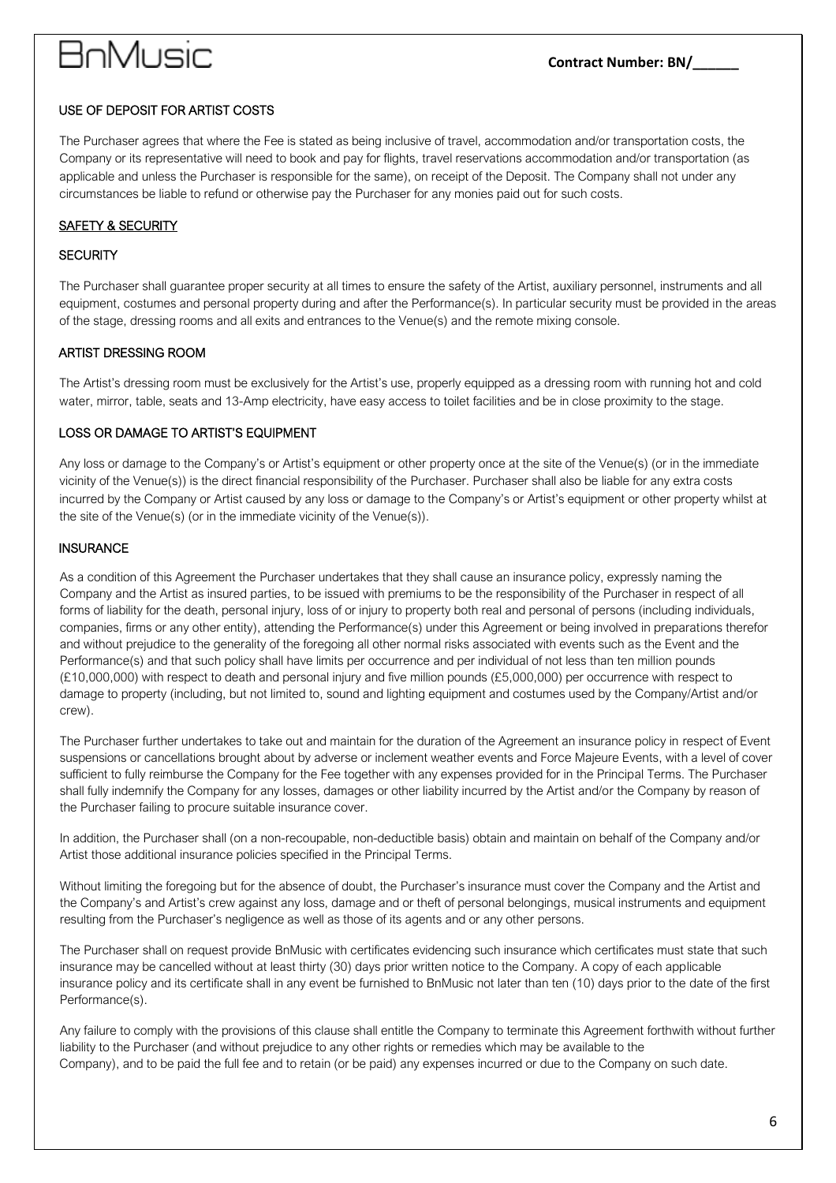## USE OF DEPOSIT FOR ARTIST COSTS

The Purchaser agrees that where the Fee is stated as being inclusive of travel, accommodation and/or transportation costs, the Company or its representative will need to book and pay for flights, travel reservations accommodation and/or transportation (as applicable and unless the Purchaser is responsible for the same), on receipt of the Deposit. The Company shall not under any circumstances be liable to refund or otherwise pay the Purchaser for any monies paid out for such costs.

## SAFETY & SECURITY

### SECURITY

The Purchaser shall guarantee proper security at all times to ensure the safety of the Artist, auxiliary personnel, instruments and all equipment, costumes and personal property during and after the Performance(s). In particular security must be provided in the areas of the stage, dressing rooms and all exits and entrances to the Venue(s) and the remote mixing console.

### ARTIST DRESSING ROOM

The Artist's dressing room must be exclusively for the Artist's use, properly equipped as a dressing room with running hot and cold water, mirror, table, seats and 13-Amp electricity, have easy access to toilet facilities and be in close proximity to the stage.

### LOSS OR DAMAGE TO ARTIST'S EQUIPMENT

Any loss or damage to the Company's or Artist's equipment or other property once at the site of the Venue(s) (or in the immediate vicinity of the Venue(s)) is the direct financial responsibility of the Purchaser. Purchaser shall also be liable for any extra costs incurred by the Company or Artist caused by any loss or damage to the Company's or Artist's equipment or other property whilst at the site of the Venue(s) (or in the immediate vicinity of the Venue(s)).

### INSURANCE

As a condition of this Agreement the Purchaser undertakes that they shall cause an insurance policy, expressly naming the Company and the Artist as insured parties, to be issued with premiums to be the responsibility of the Purchaser in respect of all forms of liability for the death, personal injury, loss of or injury to property both real and personal of persons (including individuals, companies, firms or any other entity), attending the Performance(s) under this Agreement or being involved in preparations therefor and without prejudice to the generality of the foregoing all other normal risks associated with events such as the Event and the Performance(s) and that such policy shall have limits per occurrence and per individual of not less than ten million pounds (£10,000,000) with respect to death and personal injury and five million pounds (£5,000,000) per occurrence with respect to damage to property (including, but not limited to, sound and lighting equipment and costumes used by the Company/Artist and/or crew).

The Purchaser further undertakes to take out and maintain for the duration of the Agreement an insurance policy in respect of Event suspensions or cancellations brought about by adverse or inclement weather events and Force Majeure Events, with a level of cover sufficient to fully reimburse the Company for the Fee together with any expenses provided for in the Principal Terms. The Purchaser shall fully indemnify the Company for any losses, damages or other liability incurred by the Artist and/or the Company by reason of the Purchaser failing to procure suitable insurance cover.

In addition, the Purchaser shall (on a non-recoupable, non-deductible basis) obtain and maintain on behalf of the Company and/or Artist those additional insurance policies specified in the Principal Terms.

Without limiting the foregoing but for the absence of doubt, the Purchaser's insurance must cover the Company and the Artist and the Company's and Artist's crew against any loss, damage and or theft of personal belongings, musical instruments and equipment resulting from the Purchaser's negligence as well as those of its agents and or any other persons.

The Purchaser shall on request provide BnMusic with certificates evidencing such insurance which certificates must state that such insurance may be cancelled without at least thirty (30) days prior written notice to the Company. A copy of each applicable insurance policy and its certificate shall in any event be furnished to BnMusic not later than ten (10) days prior to the date of the first Performance(s).

Any failure to comply with the provisions of this clause shall entitle the Company to terminate this Agreement forthwith without further liability to the Purchaser (and without prejudice to any other rights or remedies which may be available to the Company), and to be paid the full fee and to retain (or be paid) any expenses incurred or due to the Company on such date.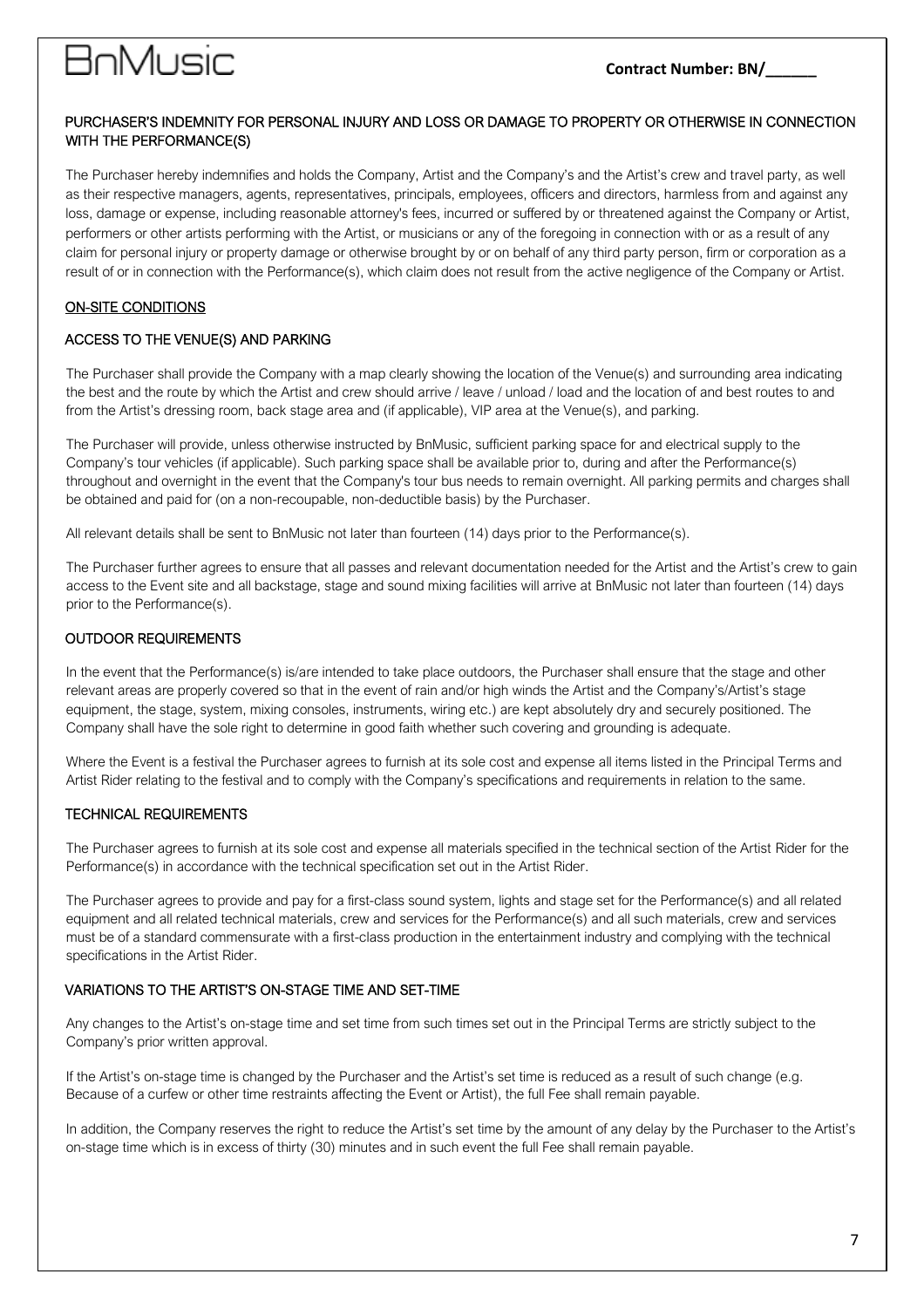## PURCHASER'S INDEMNITY FOR PERSONAL INJURY AND LOSS OR DAMAGE TO PROPERTY OR OTHERWISE IN CONNECTION WITH THE PERFORMANCE(S)

The Purchaser hereby indemnifies and holds the Company, Artist and the Company's and the Artist's crew and travel party, as well as their respective managers, agents, representatives, principals, employees, officers and directors, harmless from and against any loss, damage or expense, including reasonable attorney's fees, incurred or suffered by or threatened against the Company or Artist, performers or other artists performing with the Artist, or musicians or any of the foregoing in connection with or as a result of any claim for personal injury or property damage or otherwise brought by or on behalf of any third party person, firm or corporation as a result of or in connection with the Performance(s), which claim does not result from the active negligence of the Company or Artist.

## ON-SITE CONDITIONS

### ACCESS TO THE VENUE(S) AND PARKING

The Purchaser shall provide the Company with a map clearly showing the location of the Venue(s) and surrounding area indicating the best and the route by which the Artist and crew should arrive / leave / unload / load and the location of and best routes to and from the Artist's dressing room, back stage area and (if applicable), VIP area at the Venue(s), and parking.

The Purchaser will provide, unless otherwise instructed by BnMusic, sufficient parking space for and electrical supply to the Company's tour vehicles (if applicable). Such parking space shall be available prior to, during and after the Performance(s) throughout and overnight in the event that the Company's tour bus needs to remain overnight. All parking permits and charges shall be obtained and paid for (on a non-recoupable, non-deductible basis) by the Purchaser.

All relevant details shall be sent to BnMusic not later than fourteen (14) days prior to the Performance(s).

The Purchaser further agrees to ensure that all passes and relevant documentation needed for the Artist and the Artist's crew to gain access to the Event site and all backstage, stage and sound mixing facilities will arrive at BnMusic not later than fourteen (14) days prior to the Performance(s).

### OUTDOOR REQUIREMENTS

In the event that the Performance(s) is/are intended to take place outdoors, the Purchaser shall ensure that the stage and other relevant areas are properly covered so that in the event of rain and/or high winds the Artist and the Company's/Artist's stage equipment, the stage, system, mixing consoles, instruments, wiring etc.) are kept absolutely dry and securely positioned. The Company shall have the sole right to determine in good faith whether such covering and grounding is adequate.

Where the Event is a festival the Purchaser agrees to furnish at its sole cost and expense all items listed in the Principal Terms and Artist Rider relating to the festival and to comply with the Company's specifications and requirements in relation to the same.

### TECHNICAL REQUIREMENTS

The Purchaser agrees to furnish at its sole cost and expense all materials specified in the technical section of the Artist Rider for the Performance(s) in accordance with the technical specification set out in the Artist Rider.

The Purchaser agrees to provide and pay for a first-class sound system, lights and stage set for the Performance(s) and all related equipment and all related technical materials, crew and services for the Performance(s) and all such materials, crew and services must be of a standard commensurate with a first-class production in the entertainment industry and complying with the technical specifications in the Artist Rider.

### VARIATIONS TO THE ARTIST'S ON-STAGE TIME AND SET-TIME

Any changes to the Artist's on-stage time and set time from such times set out in the Principal Terms are strictly subject to the Company's prior written approval.

If the Artist's on-stage time is changed by the Purchaser and the Artist's set time is reduced as a result of such change (e.g. Because of a curfew or other time restraints affecting the Event or Artist), the full Fee shall remain payable.

In addition, the Company reserves the right to reduce the Artist's set time by the amount of any delay by the Purchaser to the Artist's on-stage time which is in excess of thirty (30) minutes and in such event the full Fee shall remain payable.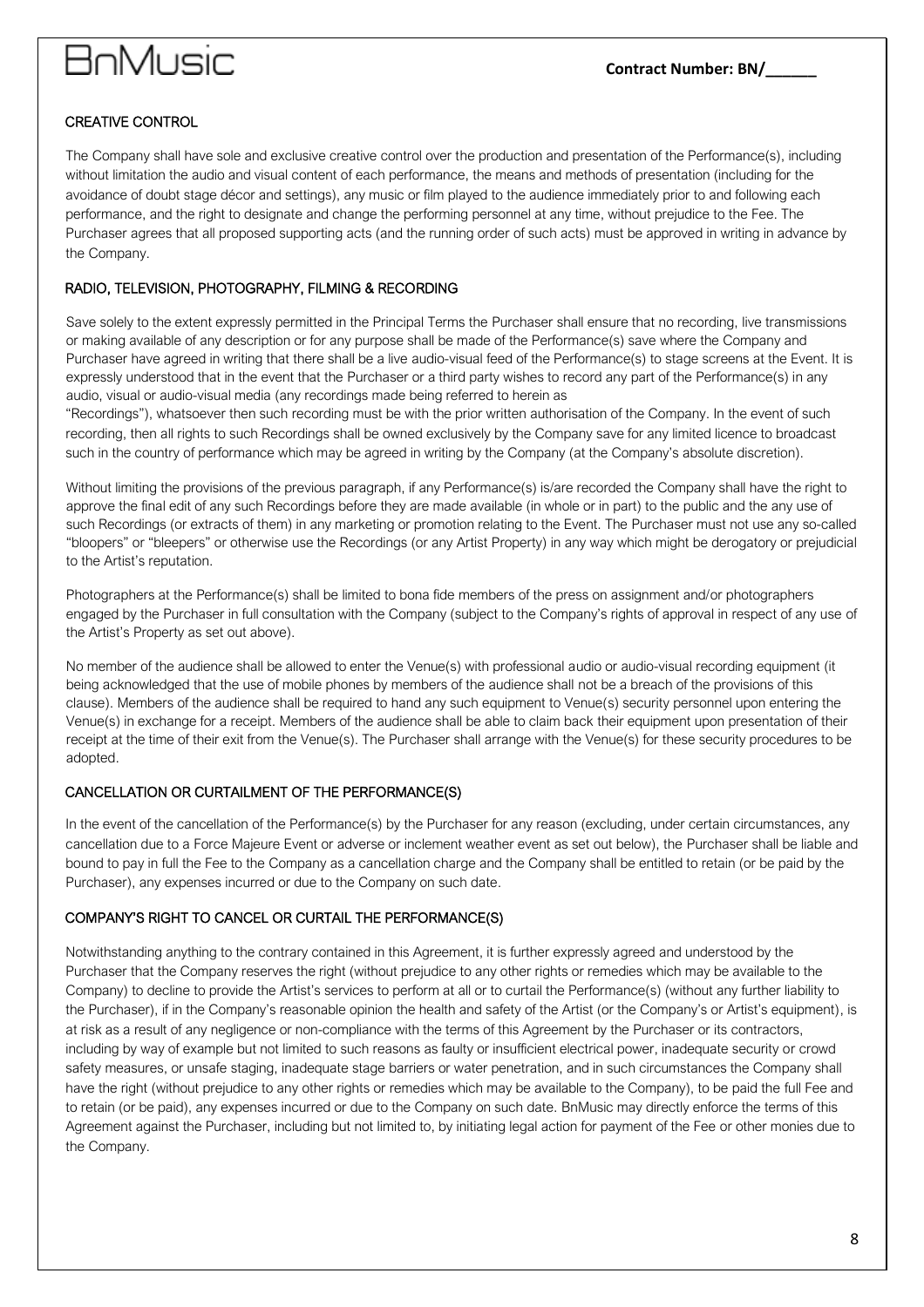## CREATIVE CONTROL

The Company shall have sole and exclusive creative control over the production and presentation of the Performance(s), including without limitation the audio and visual content of each performance, the means and methods of presentation (including for the avoidance of doubt stage décor and settings), any music or film played to the audience immediately prior to and following each performance, and the right to designate and change the performing personnel at any time, without prejudice to the Fee. The Purchaser agrees that all proposed supporting acts (and the running order of such acts) must be approved in writing in advance by the Company.

## RADIO, TELEVISION, PHOTOGRAPHY, FILMING & RECORDING

Save solely to the extent expressly permitted in the Principal Terms the Purchaser shall ensure that no recording, live transmissions or making available of any description or for any purpose shall be made of the Performance(s) save where the Company and Purchaser have agreed in writing that there shall be a live audio-visual feed of the Performance(s) to stage screens at the Event. It is expressly understood that in the event that the Purchaser or a third party wishes to record any part of the Performance(s) in any audio, visual or audio-visual media (any recordings made being referred to herein as "Recordings"), whatsoever then such recording must be with the prior written authorisation of the Company. In the event of such recording, then all rights to such Recordings shall be owned exclusively by the Company save for any limited licence to broadcast such in the country of performance which may be agreed in writing by the Company (at the Company's absolute discretion).

Without limiting the provisions of the previous paragraph, if any Performance(s) is/are recorded the Company shall have the right to approve the final edit of any such Recordings before they are made available (in whole or in part) to the public and the any use of such Recordings (or extracts of them) in any marketing or promotion relating to the Event. The Purchaser must not use any so-called "bloopers" or "bleepers" or otherwise use the Recordings (or any Artist Property) in any way which might be derogatory or prejudicial to the Artist's reputation.

Photographers at the Performance(s) shall be limited to bona fide members of the press on assignment and/or photographers engaged by the Purchaser in full consultation with the Company (subject to the Company's rights of approval in respect of any use of the Artist's Property as set out above).

No member of the audience shall be allowed to enter the Venue(s) with professional audio or audio-visual recording equipment (it being acknowledged that the use of mobile phones by members of the audience shall not be a breach of the provisions of this clause). Members of the audience shall be required to hand any such equipment to Venue(s) security personnel upon entering the Venue(s) in exchange for a receipt. Members of the audience shall be able to claim back their equipment upon presentation of their receipt at the time of their exit from the Venue(s). The Purchaser shall arrange with the Venue(s) for these security procedures to be adopted.

## CANCELLATION OR CURTAILMENT OF THE PERFORMANCE(S)

In the event of the cancellation of the Performance(s) by the Purchaser for any reason (excluding, under certain circumstances, any cancellation due to a Force Majeure Event or adverse or inclement weather event as set out below), the Purchaser shall be liable and bound to pay in full the Fee to the Company as a cancellation charge and the Company shall be entitled to retain (or be paid by the Purchaser), any expenses incurred or due to the Company on such date.

## COMPANY'S RIGHT TO CANCEL OR CURTAIL THE PERFORMANCE(S)

Notwithstanding anything to the contrary contained in this Agreement, it is further expressly agreed and understood by the Purchaser that the Company reserves the right (without prejudice to any other rights or remedies which may be available to the Company) to decline to provide the Artist's services to perform at all or to curtail the Performance(s) (without any further liability to the Purchaser), if in the Company's reasonable opinion the health and safety of the Artist (or the Company's or Artist's equipment), is at risk as a result of any negligence or non-compliance with the terms of this Agreement by the Purchaser or its contractors, including by way of example but not limited to such reasons as faulty or insufficient electrical power, inadequate security or crowd safety measures, or unsafe staging, inadequate stage barriers or water penetration, and in such circumstances the Company shall have the right (without prejudice to any other rights or remedies which may be available to the Company), to be paid the full Fee and to retain (or be paid), any expenses incurred or due to the Company on such date. BnMusic may directly enforce the terms of this Agreement against the Purchaser, including but not limited to, by initiating legal action for payment of the Fee or other monies due to the Company.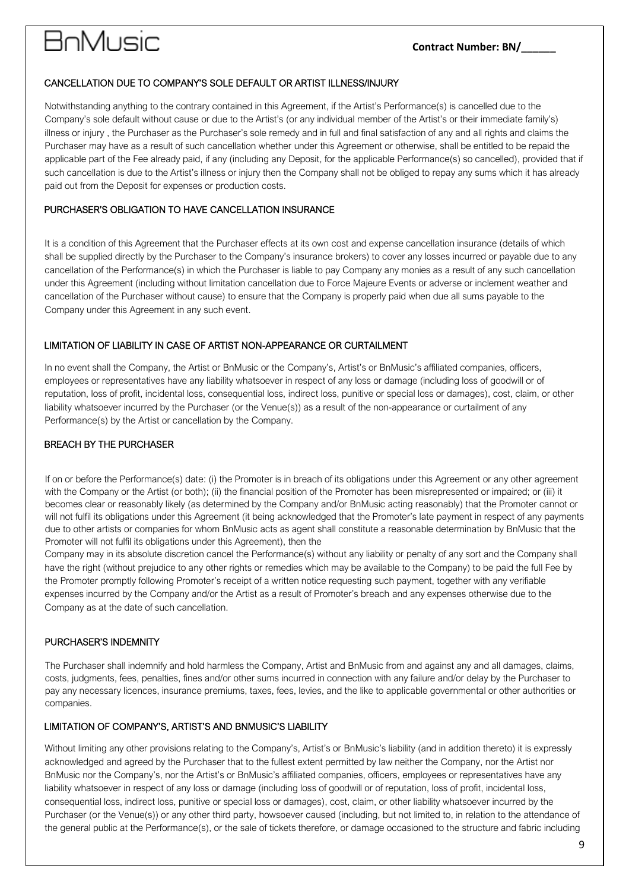# BnMusic

**Contract Number: BN/______**

### CANCELLATION DUE TO COMPANY'S SOLE DEFAULT OR ARTIST ILLNESS/INJURY

Notwithstanding anything to the contrary contained in this Agreement, if the Artist's Performance(s) is cancelled due to the Company's sole default without cause or due to the Artist's (or any individual member of the Artist's or their immediate family's) illness or injury , the Purchaser as the Purchaser's sole remedy and in full and final satisfaction of any and all rights and claims the Purchaser may have as a result of such cancellation whether under this Agreement or otherwise, shall be entitled to be repaid the applicable part of the Fee already paid, if any (including any Deposit, for the applicable Performance(s) so cancelled), provided that if such cancellation is due to the Artist's illness or injury then the Company shall not be obliged to repay any sums which it has already paid out from the Deposit for expenses or production costs.

### PURCHASER'S OBLIGATION TO HAVE CANCELLATION INSURANCE

It is a condition of this Agreement that the Purchaser effects at its own cost and expense cancellation insurance (details of which shall be supplied directly by the Purchaser to the Company's insurance brokers) to cover any losses incurred or payable due to any cancellation of the Performance(s) in which the Purchaser is liable to pay Company any monies as a result of any such cancellation under this Agreement (including without limitation cancellation due to Force Majeure Events or adverse or inclement weather and cancellation of the Purchaser without cause) to ensure that the Company is properly paid when due all sums payable to the Company under this Agreement in any such event.

### LIMITATION OF LIABILITY IN CASE OF ARTIST NON-APPEARANCE OR CURTAILMENT

In no event shall the Company, the Artist or BnMusic or the Company's, Artist's or BnMusic's affiliated companies, officers, employees or representatives have any liability whatsoever in respect of any loss or damage (including loss of goodwill or of reputation, loss of profit, incidental loss, consequential loss, indirect loss, punitive or special loss or damages), cost, claim, or other liability whatsoever incurred by the Purchaser (or the Venue(s)) as a result of the non-appearance or curtailment of any Performance(s) by the Artist or cancellation by the Company.

### BREACH BY THE PURCHASER

If on or before the Performance(s) date: (i) the Promoter is in breach of its obligations under this Agreement or any other agreement with the Company or the Artist (or both); (ii) the financial position of the Promoter has been misrepresented or impaired; or (iii) it becomes clear or reasonably likely (as determined by the Company and/or BnMusic acting reasonably) that the Promoter cannot or will not fulfil its obligations under this Agreement (it being acknowledged that the Promoter's late payment in respect of any payments due to other artists or companies for whom BnMusic acts as agent shall constitute a reasonable determination by BnMusic that the Promoter will not fulfil its obligations under this Agreement), then the

Company may in its absolute discretion cancel the Performance(s) without any liability or penalty of any sort and the Company shall have the right (without prejudice to any other rights or remedies which may be available to the Company) to be paid the full Fee by the Promoter promptly following Promoter's receipt of a written notice requesting such payment, together with any verifiable expenses incurred by the Company and/or the Artist as a result of Promoter's breach and any expenses otherwise due to the Company as at the date of such cancellation.

### PURCHASER'S INDEMNITY

The Purchaser shall indemnify and hold harmless the Company, Artist and BnMusic from and against any and all damages, claims, costs, judgments, fees, penalties, fines and/or other sums incurred in connection with any failure and/or delay by the Purchaser to pay any necessary licences, insurance premiums, taxes, fees, levies, and the like to applicable governmental or other authorities or companies.

### LIMITATION OF COMPANY'S, ARTIST'S AND BNMUSIC'S LIABILITY

Without limiting any other provisions relating to the Company's, Artist's or BnMusic's liability (and in addition thereto) it is expressly acknowledged and agreed by the Purchaser that to the fullest extent permitted by law neither the Company, nor the Artist nor BnMusic nor the Company's, nor the Artist's or BnMusic's affiliated companies, officers, employees or representatives have any liability whatsoever in respect of any loss or damage (including loss of goodwill or of reputation, loss of profit, incidental loss, consequential loss, indirect loss, punitive or special loss or damages), cost, claim, or other liability whatsoever incurred by the Purchaser (or the Venue(s)) or any other third party, howsoever caused (including, but not limited to, in relation to the attendance of the general public at the Performance(s), or the sale of tickets therefore, or damage occasioned to the structure and fabric including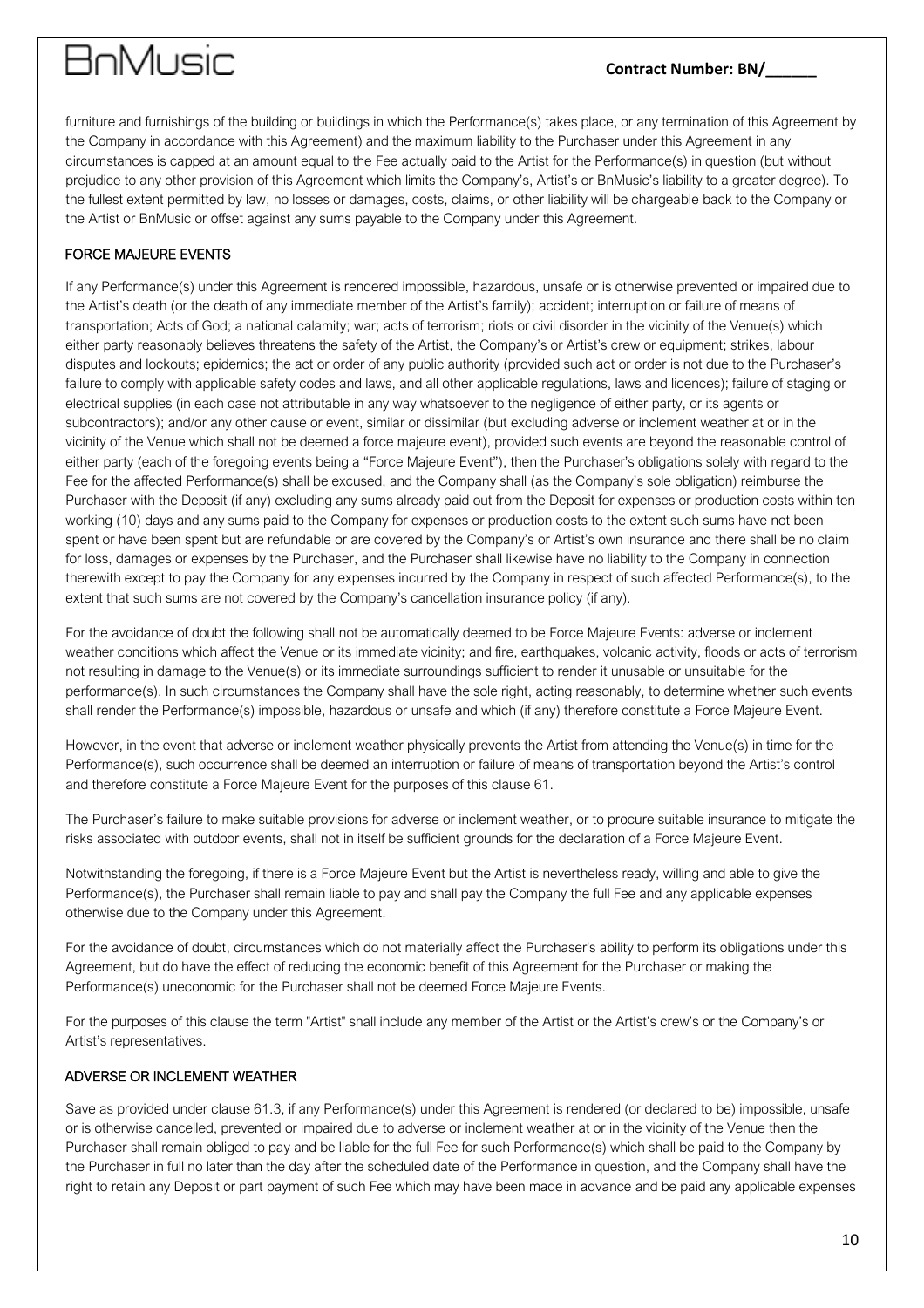furniture and furnishings of the building or buildings in which the Performance(s) takes place, or any termination of this Agreement by the Company in accordance with this Agreement) and the maximum liability to the Purchaser under this Agreement in any circumstances is capped at an amount equal to the Fee actually paid to the Artist for the Performance(s) in question (but without prejudice to any other provision of this Agreement which limits the Company's, Artist's or BnMusic's liability to a greater degree). To the fullest extent permitted by law, no losses or damages, costs, claims, or other liability will be chargeable back to the Company or the Artist or BnMusic or offset against any sums payable to the Company under this Agreement.

## FORCE MAJEURE EVENTS

If any Performance(s) under this Agreement is rendered impossible, hazardous, unsafe or is otherwise prevented or impaired due to the Artist's death (or the death of any immediate member of the Artist's family); accident; interruption or failure of means of transportation; Acts of God; a national calamity; war; acts of terrorism; riots or civil disorder in the vicinity of the Venue(s) which either party reasonably believes threatens the safety of the Artist, the Company's or Artist's crew or equipment; strikes, labour disputes and lockouts; epidemics; the act or order of any public authority (provided such act or order is not due to the Purchaser's failure to comply with applicable safety codes and laws, and all other applicable regulations, laws and licences); failure of staging or electrical supplies (in each case not attributable in any way whatsoever to the negligence of either party, or its agents or subcontractors); and/or any other cause or event, similar or dissimilar (but excluding adverse or inclement weather at or in the vicinity of the Venue which shall not be deemed a force majeure event), provided such events are beyond the reasonable control of either party (each of the foregoing events being a "Force Majeure Event"), then the Purchaser's obligations solely with regard to the Fee for the affected Performance(s) shall be excused, and the Company shall (as the Company's sole obligation) reimburse the Purchaser with the Deposit (if any) excluding any sums already paid out from the Deposit for expenses or production costs within ten working (10) days and any sums paid to the Company for expenses or production costs to the extent such sums have not been spent or have been spent but are refundable or are covered by the Company's or Artist's own insurance and there shall be no claim for loss, damages or expenses by the Purchaser, and the Purchaser shall likewise have no liability to the Company in connection therewith except to pay the Company for any expenses incurred by the Company in respect of such affected Performance(s), to the extent that such sums are not covered by the Company's cancellation insurance policy (if any).

For the avoidance of doubt the following shall not be automatically deemed to be Force Majeure Events: adverse or inclement weather conditions which affect the Venue or its immediate vicinity; and fire, earthquakes, volcanic activity, floods or acts of terrorism not resulting in damage to the Venue(s) or its immediate surroundings sufficient to render it unusable or unsuitable for the performance(s). In such circumstances the Company shall have the sole right, acting reasonably, to determine whether such events shall render the Performance(s) impossible, hazardous or unsafe and which (if any) therefore constitute a Force Majeure Event.

However, in the event that adverse or inclement weather physically prevents the Artist from attending the Venue(s) in time for the Performance(s), such occurrence shall be deemed an interruption or failure of means of transportation beyond the Artist's control and therefore constitute a Force Majeure Event for the purposes of this clause 61.

The Purchaser's failure to make suitable provisions for adverse or inclement weather, or to procure suitable insurance to mitigate the risks associated with outdoor events, shall not in itself be sufficient grounds for the declaration of a Force Majeure Event.

Notwithstanding the foregoing, if there is a Force Majeure Event but the Artist is nevertheless ready, willing and able to give the Performance(s), the Purchaser shall remain liable to pay and shall pay the Company the full Fee and any applicable expenses otherwise due to the Company under this Agreement.

For the avoidance of doubt, circumstances which do not materially affect the Purchaser's ability to perform its obligations under this Agreement, but do have the effect of reducing the economic benefit of this Agreement for the Purchaser or making the Performance(s) uneconomic for the Purchaser shall not be deemed Force Majeure Events.

For the purposes of this clause the term "Artist" shall include any member of the Artist or the Artist's crew's or the Company's or Artist's representatives.

## ADVERSE OR INCLEMENT WEATHER

Save as provided under clause 61.3, if any Performance(s) under this Agreement is rendered (or declared to be) impossible, unsafe or is otherwise cancelled, prevented or impaired due to adverse or inclement weather at or in the vicinity of the Venue then the Purchaser shall remain obliged to pay and be liable for the full Fee for such Performance(s) which shall be paid to the Company by the Purchaser in full no later than the day after the scheduled date of the Performance in question, and the Company shall have the right to retain any Deposit or part payment of such Fee which may have been made in advance and be paid any applicable expenses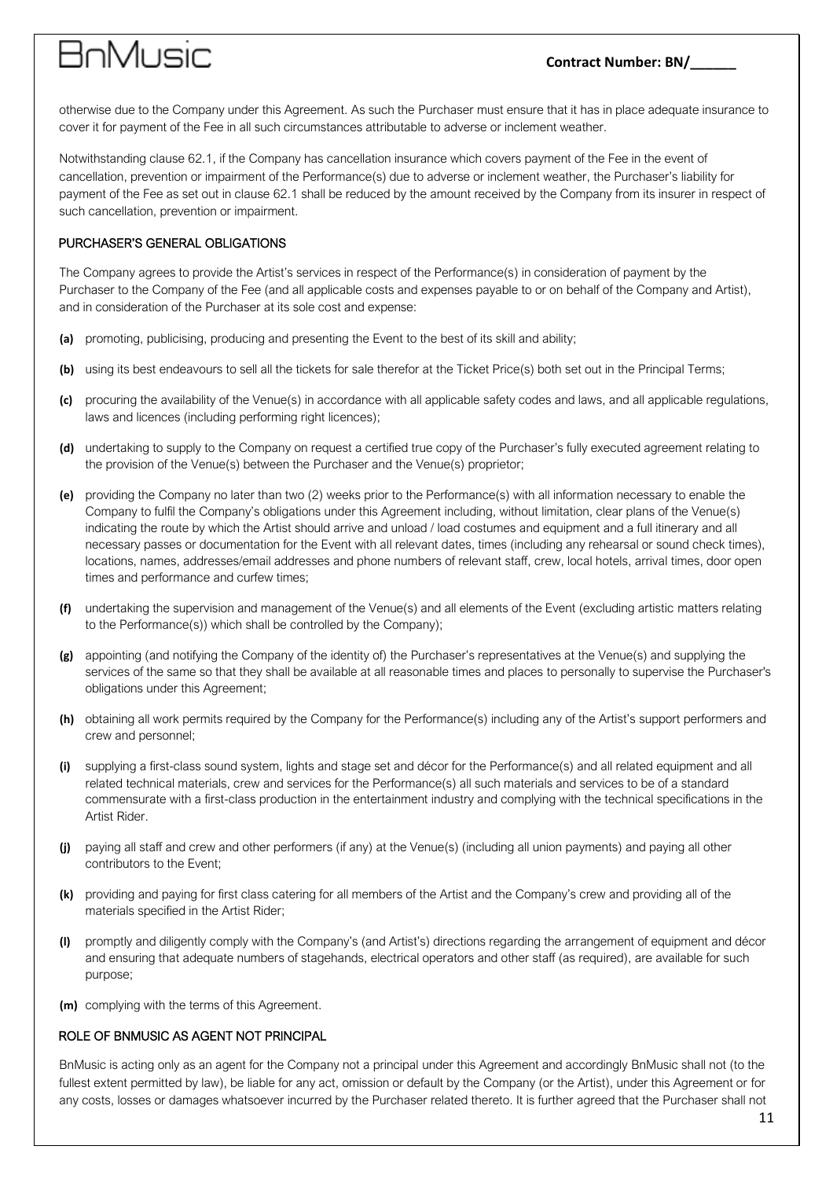otherwise due to the Company under this Agreement. As such the Purchaser must ensure that it has in place adequate insurance to cover it for payment of the Fee in all such circumstances attributable to adverse or inclement weather.

Notwithstanding clause 62.1, if the Company has cancellation insurance which covers payment of the Fee in the event of cancellation, prevention or impairment of the Performance(s) due to adverse or inclement weather, the Purchaser's liability for payment of the Fee as set out in clause 62.1 shall be reduced by the amount received by the Company from its insurer in respect of such cancellation, prevention or impairment.

## PURCHASER'S GENERAL OBLIGATIONS

The Company agrees to provide the Artist's services in respect of the Performance(s) in consideration of payment by the Purchaser to the Company of the Fee (and all applicable costs and expenses payable to or on behalf of the Company and Artist), and in consideration of the Purchaser at its sole cost and expense:

**(a)** promoting, publicising, producing and presenting the Event to the best of its skill and ability;

**(b)** using its best endeavours to sell all the tickets for sale therefor at the Ticket Price(s) both set out in the Principal Terms;

**(c)** procuring the availability of the Venue(s) in accordance with all applicable safety codes and laws, and all applicable regulations, laws and licences (including performing right licences);

**(d)** undertaking to supply to the Company on request a certified true copy of the Purchaser's fully executed agreement relating to the provision of the Venue(s) between the Purchaser and the Venue(s) proprietor;

**(e)** providing the Company no later than two (2) weeks prior to the Performance(s) with all information necessary to enable the Company to fulfil the Company's obligations under this Agreement including, without limitation, clear plans of the Venue(s) indicating the route by which the Artist should arrive and unload / load costumes and equipment and a full itinerary and all necessary passes or documentation for the Event with all relevant dates, times (including any rehearsal or sound check times), locations, names, addresses/email addresses and phone numbers of relevant staff, crew, local hotels, arrival times, door open times and performance and curfew times;

**(f)** undertaking the supervision and management of the Venue(s) and all elements of the Event (excluding artistic matters relating to the Performance(s)) which shall be controlled by the Company);

**(g)** appointing (and notifying the Company of the identity of) the Purchaser's representatives at the Venue(s) and supplying the services of the same so that they shall be available at all reasonable times and places to personally to supervise the Purchaser's obligations under this Agreement;

**(h)** obtaining all work permits required by the Company for the Performance(s) including any of the Artist's support performers and crew and personnel;

**(i)** supplying a first-class sound system, lights and stage set and décor for the Performance(s) and all related equipment and all related technical materials, crew and services for the Performance(s) all such materials and services to be of a standard commensurate with a first-class production in the entertainment industry and complying with the technical specifications in the Artist Rider.

**(j)** paying all staff and crew and other performers (if any) at the Venue(s) (including all union payments) and paying all other contributors to the Event;

**(k)** providing and paying for first class catering for all members of the Artist and the Company's crew and providing all of the materials specified in the Artist Rider;

**(l)** promptly and diligently comply with the Company's (and Artist's) directions regarding the arrangement of equipment and décor and ensuring that adequate numbers of stagehands, electrical operators and other staff (as required), are available for such purpose;

**(m)** complying with the terms of this Agreement.

## ROLE OF BNMUSIC AS AGENT NOT PRINCIPAL

BnMusic is acting only as an agent for the Company not a principal under this Agreement and accordingly BnMusic shall not (to the fullest extent permitted by law), be liable for any act, omission or default by the Company (or the Artist), under this Agreement or for any costs, losses or damages whatsoever incurred by the Purchaser related thereto. It is further agreed that the Purchaser shall not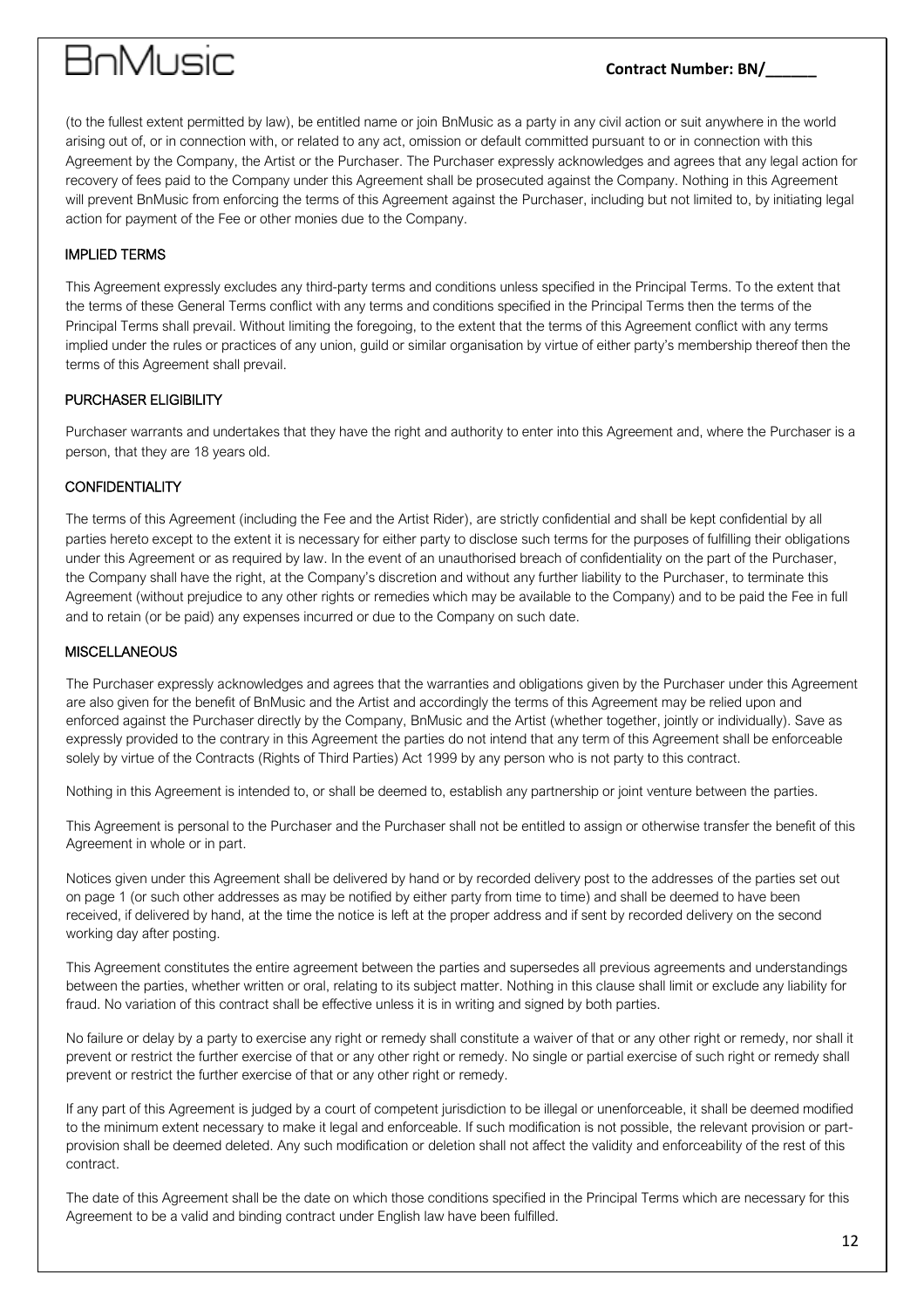(to the fullest extent permitted by law), be entitled name or join BnMusic as a party in any civil action or suit anywhere in the world arising out of, or in connection with, or related to any act, omission or default committed pursuant to or in connection with this Agreement by the Company, the Artist or the Purchaser. The Purchaser expressly acknowledges and agrees that any legal action for recovery of fees paid to the Company under this Agreement shall be prosecuted against the Company. Nothing in this Agreement will prevent BnMusic from enforcing the terms of this Agreement against the Purchaser, including but not limited to, by initiating legal action for payment of the Fee or other monies due to the Company.

## IMPLIED TERMS

This Agreement expressly excludes any third-party terms and conditions unless specified in the Principal Terms. To the extent that the terms of these General Terms conflict with any terms and conditions specified in the Principal Terms then the terms of the Principal Terms shall prevail. Without limiting the foregoing, to the extent that the terms of this Agreement conflict with any terms implied under the rules or practices of any union, guild or similar organisation by virtue of either party's membership thereof then the terms of this Agreement shall prevail.

## PURCHASER ELIGIBILITY

Purchaser warrants and undertakes that they have the right and authority to enter into this Agreement and, where the Purchaser is a person, that they are 18 years old.

## CONFIDENTIALITY

The terms of this Agreement (including the Fee and the Artist Rider), are strictly confidential and shall be kept confidential by all parties hereto except to the extent it is necessary for either party to disclose such terms for the purposes of fulfilling their obligations under this Agreement or as required by law. In the event of an unauthorised breach of confidentiality on the part of the Purchaser, the Company shall have the right, at the Company's discretion and without any further liability to the Purchaser, to terminate this Agreement (without prejudice to any other rights or remedies which may be available to the Company) and to be paid the Fee in full and to retain (or be paid) any expenses incurred or due to the Company on such date.

## MISCELLANEOUS

The Purchaser expressly acknowledges and agrees that the warranties and obligations given by the Purchaser under this Agreement are also given for the benefit of BnMusic and the Artist and accordingly the terms of this Agreement may be relied upon and enforced against the Purchaser directly by the Company, BnMusic and the Artist (whether together, jointly or individually). Save as expressly provided to the contrary in this Agreement the parties do not intend that any term of this Agreement shall be enforceable solely by virtue of the Contracts (Rights of Third Parties) Act 1999 by any person who is not party to this contract.

Nothing in this Agreement is intended to, or shall be deemed to, establish any partnership or joint venture between the parties.

This Agreement is personal to the Purchaser and the Purchaser shall not be entitled to assign or otherwise transfer the benefit of this Agreement in whole or in part.

Notices given under this Agreement shall be delivered by hand or by recorded delivery post to the addresses of the parties set out on page 1 (or such other addresses as may be notified by either party from time to time) and shall be deemed to have been received, if delivered by hand, at the time the notice is left at the proper address and if sent by recorded delivery on the second working day after posting.

This Agreement constitutes the entire agreement between the parties and supersedes all previous agreements and understandings between the parties, whether written or oral, relating to its subject matter. Nothing in this clause shall limit or exclude any liability for fraud. No variation of this contract shall be effective unless it is in writing and signed by both parties.

No failure or delay by a party to exercise any right or remedy shall constitute a waiver of that or any other right or remedy, nor shall it prevent or restrict the further exercise of that or any other right or remedy. No single or partial exercise of such right or remedy shall prevent or restrict the further exercise of that or any other right or remedy.

If any part of this Agreement is judged by a court of competent jurisdiction to be illegal or unenforceable, it shall be deemed modified to the minimum extent necessary to make it legal and enforceable. If such modification is not possible, the relevant provision or part-provision shall be deemed deleted. Any such modification or deletion shall not affect the validity and enforceability of the rest of this contract.

The date of this Agreement shall be the date on which those conditions specified in the Principal Terms which are necessary for this Agreement to be a valid and binding contract under English law have been fulfilled.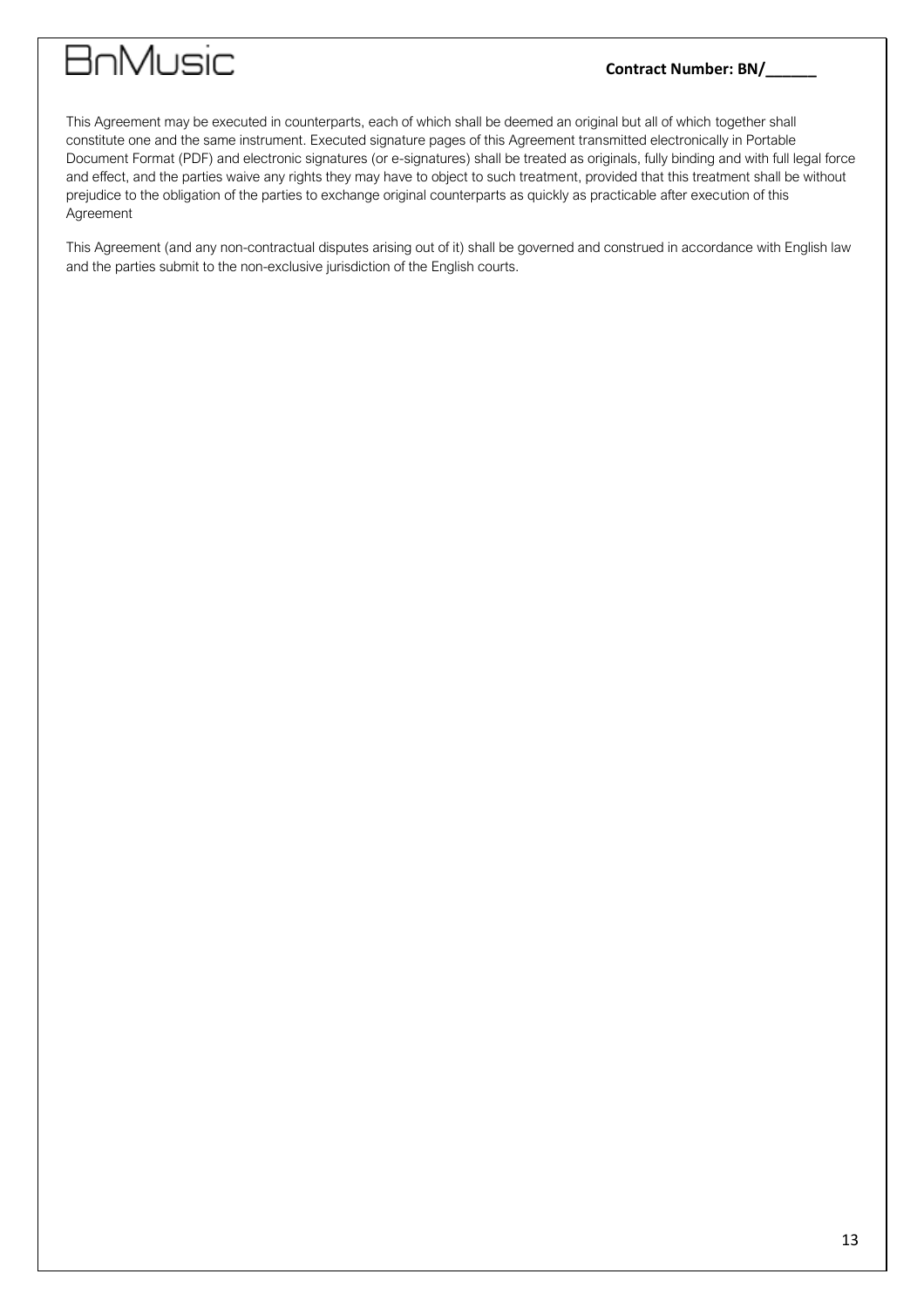This Agreement may be executed in counterparts, each of which shall be deemed an original but all of which together shall constitute one and the same instrument. Executed signature pages of this Agreement transmitted electronically in Portable Document Format (PDF) and electronic signatures (or e-signatures) shall be treated as originals, fully binding and with full legal force and effect, and the parties waive any rights they may have to object to such treatment, provided that this treatment shall be without prejudice to the obligation of the parties to exchange original counterparts as quickly as practicable after execution of this Agreement

This Agreement (and any non-contractual disputes arising out of it) shall be governed and construed in accordance with English law and the parties submit to the non-exclusive jurisdiction of the English courts.